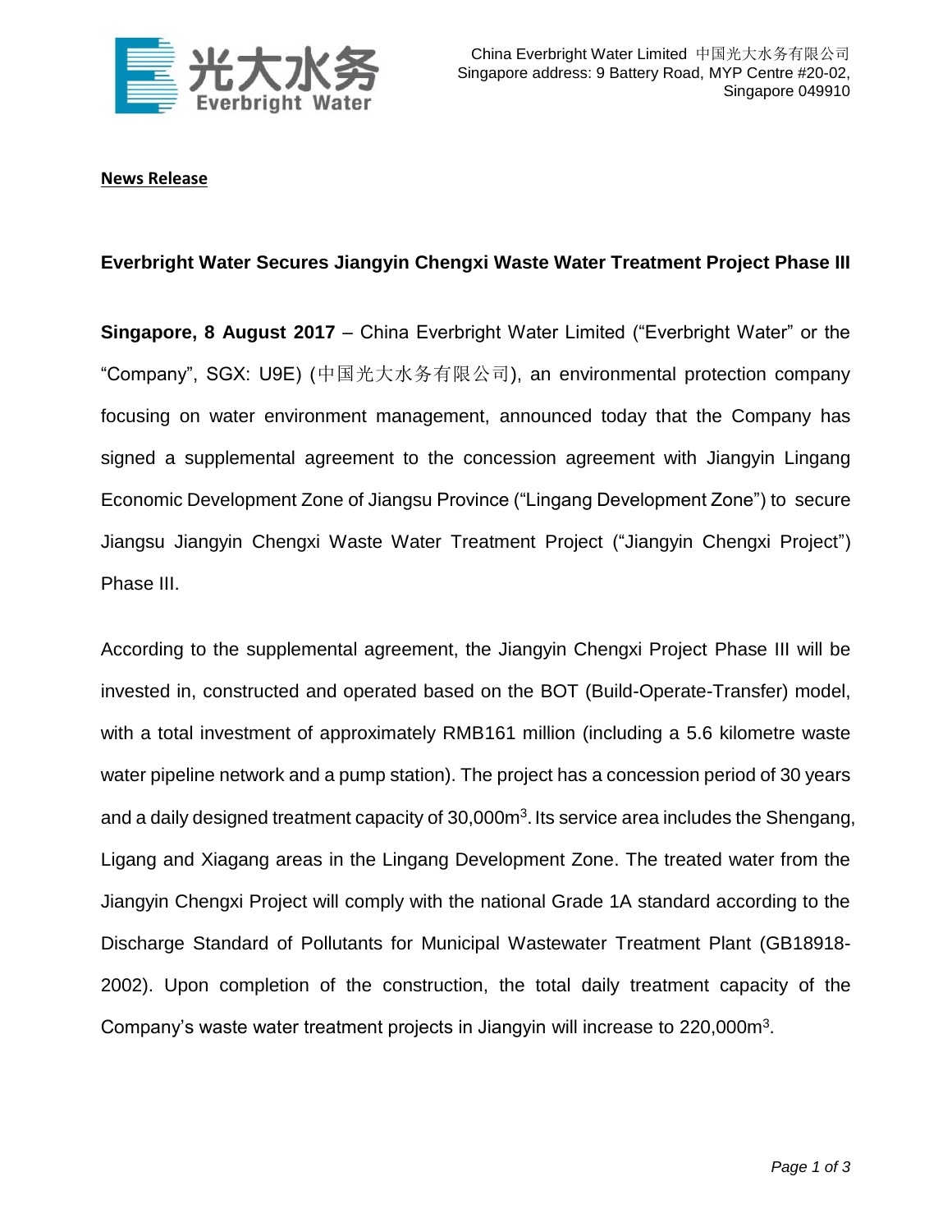China Everbright Water Limited 中国光大水务有限公司
Singapore address: 9 Battery Road, MYP Centre #20-02,
Singapore 049910

**News Release**

## Everbright Water Secures Jiangyin Chengxi Waste Water Treatment Project Phase III

**Singapore, 8 August 2017** – China Everbright Water Limited ("Everbright Water" or the "Company", SGX: U9E) (中国光大水务有限公司), an environmental protection company focusing on water environment management, announced today that the Company has signed a supplemental agreement to the concession agreement with Jiangyin Lingang Economic Development Zone of Jiangsu Province ("Lingang Development Zone") to secure Jiangsu Jiangyin Chengxi Waste Water Treatment Project ("Jiangyin Chengxi Project") Phase III.

According to the supplemental agreement, the Jiangyin Chengxi Project Phase III will be invested in, constructed and operated based on the BOT (Build-Operate-Transfer) model, with a total investment of approximately RMB161 million (including a 5.6 kilometre waste water pipeline network and a pump station). The project has a concession period of 30 years and a daily designed treatment capacity of 30,000m$^3$. Its service area includes the Shengang, Ligang and Xiagang areas in the Lingang Development Zone. The treated water from the Jiangyin Chengxi Project will comply with the national Grade 1A standard according to the Discharge Standard of Pollutants for Municipal Wastewater Treatment Plant (GB18918-2002). Upon completion of the construction, the total daily treatment capacity of the Company's waste water treatment projects in Jiangyin will increase to 220,000m$^3$.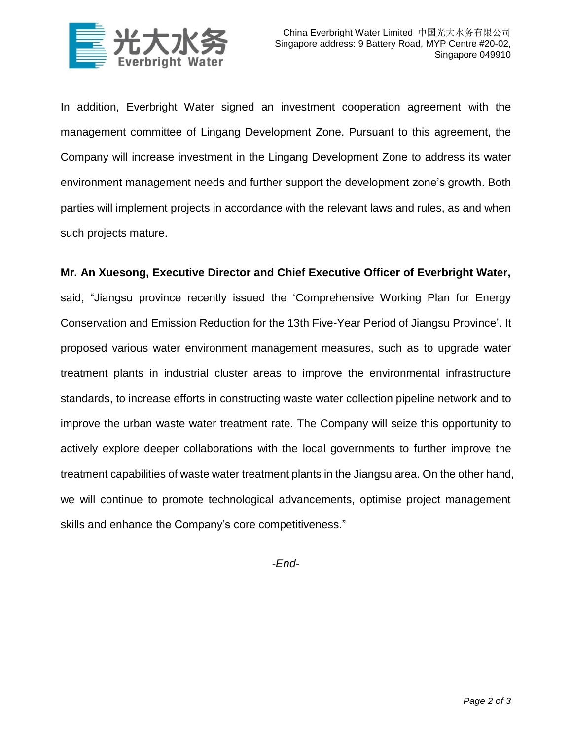In addition, Everbright Water signed an investment cooperation agreement with the management committee of Lingang Development Zone. Pursuant to this agreement, the Company will increase investment in the Lingang Development Zone to address its water environment management needs and further support the development zone's growth. Both parties will implement projects in accordance with the relevant laws and rules, as and when such projects mature.

**Mr. An Xuesong, Executive Director and Chief Executive Officer of Everbright Water,** said, "Jiangsu province recently issued the 'Comprehensive Working Plan for Energy Conservation and Emission Reduction for the 13th Five-Year Period of Jiangsu Province'. It proposed various water environment management measures, such as to upgrade water treatment plants in industrial cluster areas to improve the environmental infrastructure standards, to increase efforts in constructing waste water collection pipeline network and to improve the urban waste water treatment rate. The Company will seize this opportunity to actively explore deeper collaborations with the local governments to further improve the treatment capabilities of waste water treatment plants in the Jiangsu area. On the other hand, we will continue to promote technological advancements, optimise project management skills and enhance the Company's core competitiveness."

*-End-*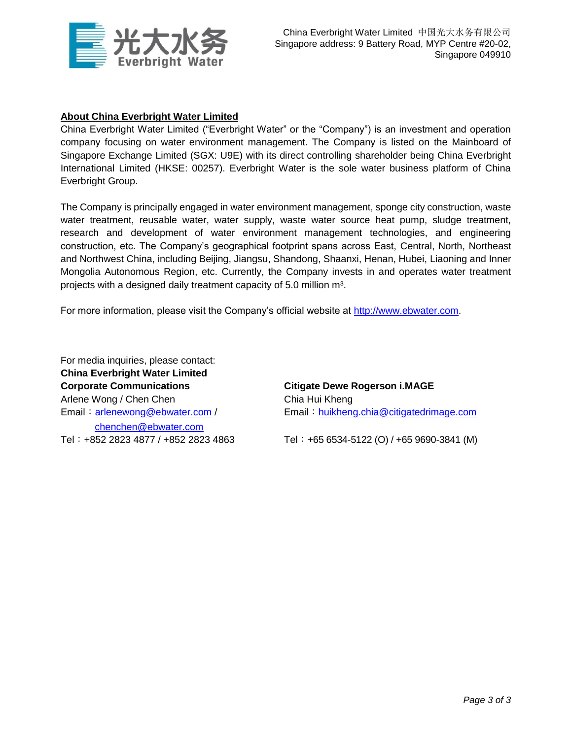China Everbright Water Limited 中国光大水务有限公司
Singapore address: 9 Battery Road, MYP Centre #20-02,
Singapore 049910

## About China Everbright Water Limited

China Everbright Water Limited ("Everbright Water" or the "Company") is an investment and operation company focusing on water environment management. The Company is listed on the Mainboard of Singapore Exchange Limited (SGX: U9E) with its direct controlling shareholder being China Everbright International Limited (HKSE: 00257). Everbright Water is the sole water business platform of China Everbright Group.

The Company is principally engaged in water environment management, sponge city construction, waste water treatment, reusable water, water supply, waste water source heat pump, sludge treatment, research and development of water environment management technologies, and engineering construction, etc. The Company's geographical footprint spans across East, Central, North, Northeast and Northwest China, including Beijing, Jiangsu, Shandong, Shaanxi, Henan, Hubei, Liaoning and Inner Mongolia Autonomous Region, etc. Currently, the Company invests in and operates water treatment projects with a designed daily treatment capacity of 5.0 million $m^3$.

For more information, please visit the Company's official website at http://www.ebwater.com.

For media inquiries, please contact:

**China Everbright Water Limited**
**Corporate Communications**
Arlene Wong / Chen Chen
Email：arlenewong@ebwater.com / chenchen@ebwater.com
Tel：+852 2823 4877 / +852 2823 4863

**Citigate Dewe Rogerson i.MAGE**
Chia Hui Kheng
Email：huikheng.chia@citigatedrimage.com
Tel：+65 6534-5122 (O) / +65 9690-3841 (M)